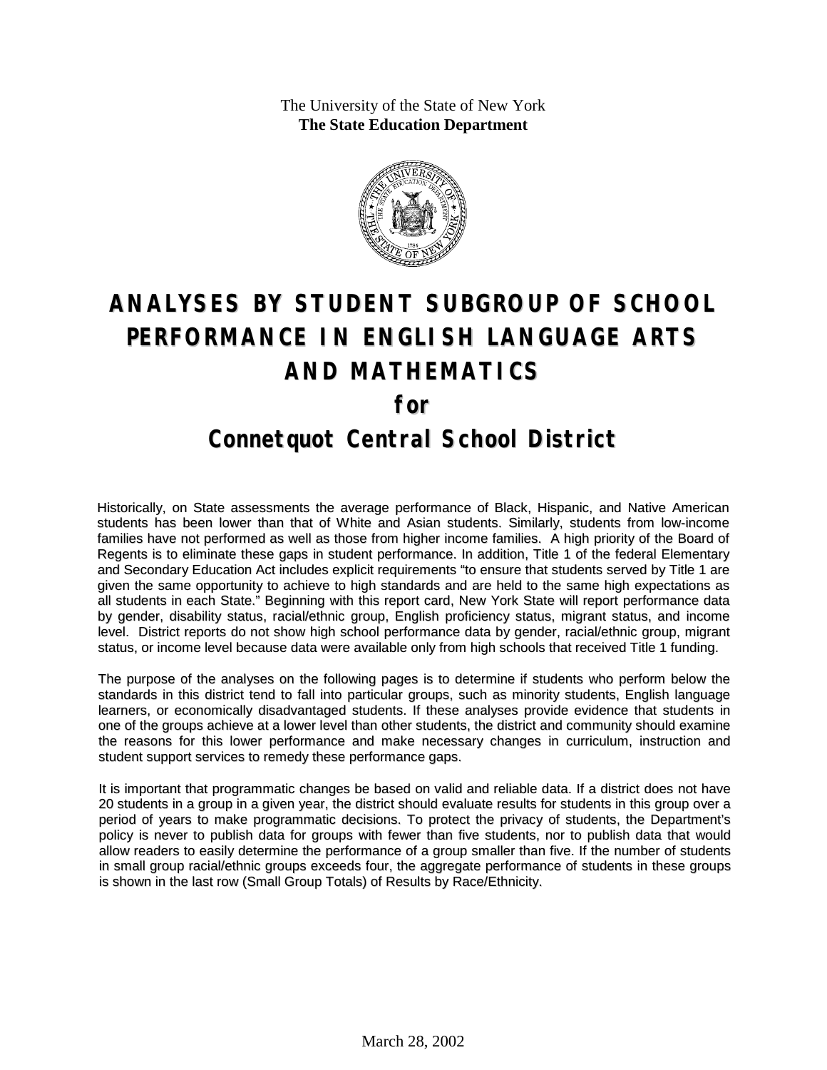The University of the State of New York
**The State Education Department**

# ANALYSES BY STUDENT SUBGROUP OF SCHOOL PERFORMANCE IN ENGLISH LANGUAGE ARTS AND MATHEMATICS

## for

## Connetquot Central School District

Historically, on State assessments the average performance of Black, Hispanic, and Native American students has been lower than that of White and Asian students. Similarly, students from low-income families have not performed as well as those from higher income families. A high priority of the Board of Regents is to eliminate these gaps in student performance. In addition, Title 1 of the federal Elementary and Secondary Education Act includes explicit requirements "to ensure that students served by Title 1 are given the same opportunity to achieve to high standards and are held to the same high expectations as all students in each State." Beginning with this report card, New York State will report performance data by gender, disability status, racial/ethnic group, English proficiency status, migrant status, and income level. District reports do not show high school performance data by gender, racial/ethnic group, migrant status, or income level because data were available only from high schools that received Title 1 funding.

The purpose of the analyses on the following pages is to determine if students who perform below the standards in this district tend to fall into particular groups, such as minority students, English language learners, or economically disadvantaged students. If these analyses provide evidence that students in one of the groups achieve at a lower level than other students, the district and community should examine the reasons for this lower performance and make necessary changes in curriculum, instruction and student support services to remedy these performance gaps.

It is important that programmatic changes be based on valid and reliable data. If a district does not have 20 students in a group in a given year, the district should evaluate results for students in this group over a period of years to make programmatic decisions. To protect the privacy of students, the Department's policy is never to publish data for groups with fewer than five students, nor to publish data that would allow readers to easily determine the performance of a group smaller than five. If the number of students in small group racial/ethnic groups exceeds four, the aggregate performance of students in these groups is shown in the last row (Small Group Totals) of Results by Race/Ethnicity.

March 28, 2002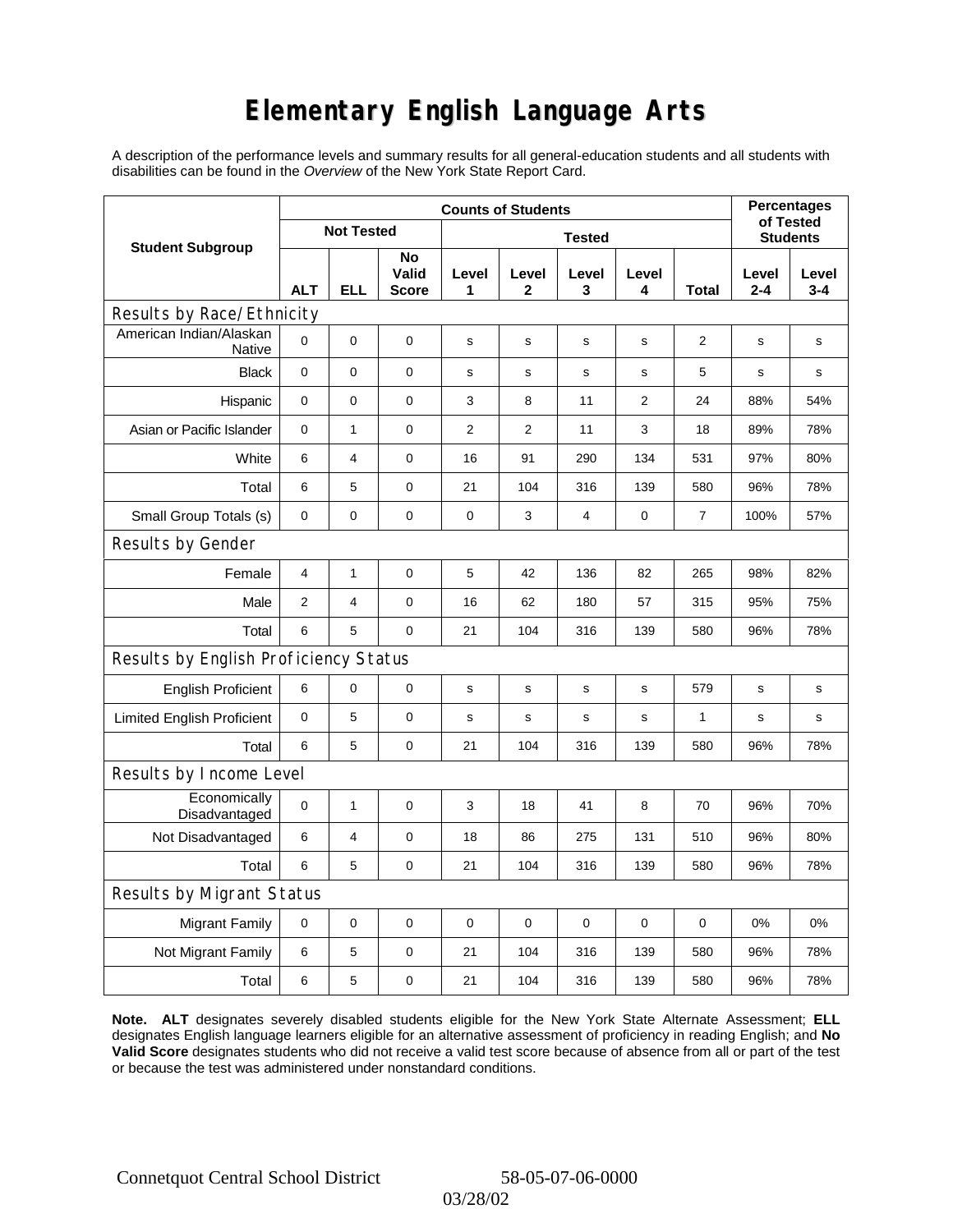# Elementary English Language Arts

A description of the performance levels and summary results for all general-education students and all students with disabilities can be found in the *Overview* of the New York State Report Card.

| Student Subgroup | Counts of Students | | | | | | | | Percentages of Tested Students | |
|---|---|---|---|---|---|---|---|---|---|---|
| | Not Tested | | | Tested | | | | | | |
| | ALT | ELL | No Valid Score | Level 1 | Level 2 | Level 3 | Level 4 | Total | Level 2-4 | Level 3-4 |
| **Results by Race/Ethnicity** | | | | | | | | | | |
| American Indian/Alaskan Native | 0 | 0 | 0 | s | s | s | s | 2 | s | s |
| Black | 0 | 0 | 0 | s | s | s | s | 5 | s | s |
| Hispanic | 0 | 0 | 0 | 3 | 8 | 11 | 2 | 24 | 88% | 54% |
| Asian or Pacific Islander | 0 | 1 | 0 | 2 | 2 | 11 | 3 | 18 | 89% | 78% |
| White | 6 | 4 | 0 | 16 | 91 | 290 | 134 | 531 | 97% | 80% |
| Total | 6 | 5 | 0 | 21 | 104 | 316 | 139 | 580 | 96% | 78% |
| Small Group Totals (s) | 0 | 0 | 0 | 0 | 3 | 4 | 0 | 7 | 100% | 57% |
| **Results by Gender** | | | | | | | | | | |
| Female | 4 | 1 | 0 | 5 | 42 | 136 | 82 | 265 | 98% | 82% |
| Male | 2 | 4 | 0 | 16 | 62 | 180 | 57 | 315 | 95% | 75% |
| Total | 6 | 5 | 0 | 21 | 104 | 316 | 139 | 580 | 96% | 78% |
| **Results by English Proficiency Status** | | | | | | | | | | |
| English Proficient | 6 | 0 | 0 | s | s | s | s | 579 | s | s |
| Limited English Proficient | 0 | 5 | 0 | s | s | s | s | 1 | s | s |
| Total | 6 | 5 | 0 | 21 | 104 | 316 | 139 | 580 | 96% | 78% |
| **Results by Income Level** | | | | | | | | | | |
| Economically Disadvantaged | 0 | 1 | 0 | 3 | 18 | 41 | 8 | 70 | 96% | 70% |
| Not Disadvantaged | 6 | 4 | 0 | 18 | 86 | 275 | 131 | 510 | 96% | 80% |
| Total | 6 | 5 | 0 | 21 | 104 | 316 | 139 | 580 | 96% | 78% |
| **Results by Migrant Status** | | | | | | | | | | |
| Migrant Family | 0 | 0 | 0 | 0 | 0 | 0 | 0 | 0 | 0% | 0% |
| Not Migrant Family | 6 | 5 | 0 | 21 | 104 | 316 | 139 | 580 | 96% | 78% |
| Total | 6 | 5 | 0 | 21 | 104 | 316 | 139 | 580 | 96% | 78% |

**Note. ALT** designates severely disabled students eligible for the New York State Alternate Assessment; **ELL** designates English language learners eligible for an alternative assessment of proficiency in reading English; and **No Valid Score** designates students who did not receive a valid test score because of absence from all or part of the test or because the test was administered under nonstandard conditions.

Connetquot Central School District 58-05-07-06-0000

03/28/02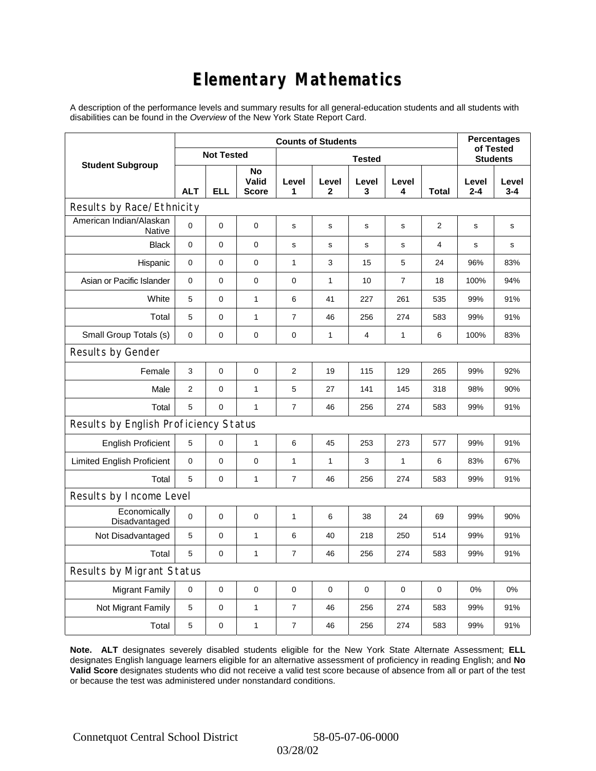# Elementary Mathematics

A description of the performance levels and summary results for all general-education students and all students with disabilities can be found in the *Overview* of the New York State Report Card.

| Student Subgroup | Counts of Students | | | | | | | | Percentages of Tested Students | |
|---|---|---|---|---|---|---|---|---|---|---|
| | Not Tested | | | Tested | | | | | | |
| | ALT | ELL | No Valid Score | Level 1 | Level 2 | Level 3 | Level 4 | Total | Level 2-4 | Level 3-4 |
| **Results by Race/Ethnicity** | | | | | | | | | | |
| American Indian/Alaskan Native | 0 | 0 | 0 | s | s | s | s | 2 | s | s |
| Black | 0 | 0 | 0 | s | s | s | s | 4 | s | s |
| Hispanic | 0 | 0 | 0 | 1 | 3 | 15 | 5 | 24 | 96% | 83% |
| Asian or Pacific Islander | 0 | 0 | 0 | 0 | 1 | 10 | 7 | 18 | 100% | 94% |
| White | 5 | 0 | 1 | 6 | 41 | 227 | 261 | 535 | 99% | 91% |
| Total | 5 | 0 | 1 | 7 | 46 | 256 | 274 | 583 | 99% | 91% |
| Small Group Totals (s) | 0 | 0 | 0 | 0 | 1 | 4 | 1 | 6 | 100% | 83% |
| **Results by Gender** | | | | | | | | | | |
| Female | 3 | 0 | 0 | 2 | 19 | 115 | 129 | 265 | 99% | 92% |
| Male | 2 | 0 | 1 | 5 | 27 | 141 | 145 | 318 | 98% | 90% |
| Total | 5 | 0 | 1 | 7 | 46 | 256 | 274 | 583 | 99% | 91% |
| **Results by English Proficiency Status** | | | | | | | | | | |
| English Proficient | 5 | 0 | 1 | 6 | 45 | 253 | 273 | 577 | 99% | 91% |
| Limited English Proficient | 0 | 0 | 0 | 1 | 1 | 3 | 1 | 6 | 83% | 67% |
| Total | 5 | 0 | 1 | 7 | 46 | 256 | 274 | 583 | 99% | 91% |
| **Results by Income Level** | | | | | | | | | | |
| Economically Disadvantaged | 0 | 0 | 0 | 1 | 6 | 38 | 24 | 69 | 99% | 90% |
| Not Disadvantaged | 5 | 0 | 1 | 6 | 40 | 218 | 250 | 514 | 99% | 91% |
| Total | 5 | 0 | 1 | 7 | 46 | 256 | 274 | 583 | 99% | 91% |
| **Results by Migrant Status** | | | | | | | | | | |
| Migrant Family | 0 | 0 | 0 | 0 | 0 | 0 | 0 | 0 | 0% | 0% |
| Not Migrant Family | 5 | 0 | 1 | 7 | 46 | 256 | 274 | 583 | 99% | 91% |
| Total | 5 | 0 | 1 | 7 | 46 | 256 | 274 | 583 | 99% | 91% |

**Note. ALT** designates severely disabled students eligible for the New York State Alternate Assessment; **ELL** designates English language learners eligible for an alternative assessment of proficiency in reading English; and **No Valid Score** designates students who did not receive a valid test score because of absence from all or part of the test or because the test was administered under nonstandard conditions.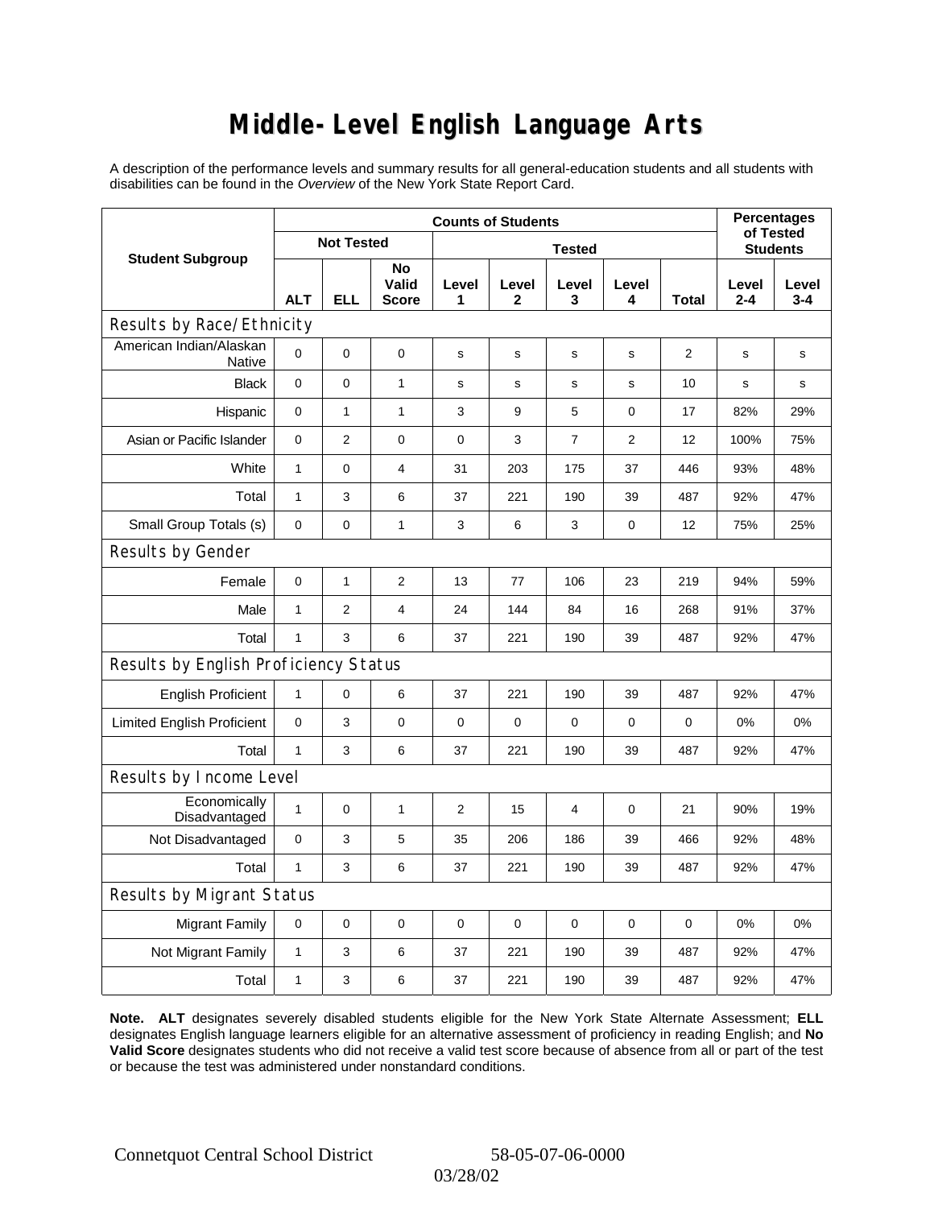# Middle-Level English Language Arts

A description of the performance levels and summary results for all general-education students and all students with disabilities can be found in the *Overview* of the New York State Report Card.

| Student Subgroup | Counts of Students | | | | | | | | Percentages of Tested Students | |
|---|---|---|---|---|---|---|---|---|---|---|
| | Not Tested | | | Tested | | | | | | |
| | ALT | ELL | No Valid Score | Level 1 | Level 2 | Level 3 | Level 4 | Total | Level 2-4 | Level 3-4 |
| **Results by Race/Ethnicity** | | | | | | | | | | |
| American Indian/Alaskan Native | 0 | 0 | 0 | s | s | s | s | 2 | s | s |
| Black | 0 | 0 | 1 | s | s | s | s | 10 | s | s |
| Hispanic | 0 | 1 | 1 | 3 | 9 | 5 | 0 | 17 | 82% | 29% |
| Asian or Pacific Islander | 0 | 2 | 0 | 0 | 3 | 7 | 2 | 12 | 100% | 75% |
| White | 1 | 0 | 4 | 31 | 203 | 175 | 37 | 446 | 93% | 48% |
| Total | 1 | 3 | 6 | 37 | 221 | 190 | 39 | 487 | 92% | 47% |
| Small Group Totals (s) | 0 | 0 | 1 | 3 | 6 | 3 | 0 | 12 | 75% | 25% |
| **Results by Gender** | | | | | | | | | | |
| Female | 0 | 1 | 2 | 13 | 77 | 106 | 23 | 219 | 94% | 59% |
| Male | 1 | 2 | 4 | 24 | 144 | 84 | 16 | 268 | 91% | 37% |
| Total | 1 | 3 | 6 | 37 | 221 | 190 | 39 | 487 | 92% | 47% |
| **Results by English Proficiency Status** | | | | | | | | | | |
| English Proficient | 1 | 0 | 6 | 37 | 221 | 190 | 39 | 487 | 92% | 47% |
| Limited English Proficient | 0 | 3 | 0 | 0 | 0 | 0 | 0 | 0 | 0% | 0% |
| Total | 1 | 3 | 6 | 37 | 221 | 190 | 39 | 487 | 92% | 47% |
| **Results by Income Level** | | | | | | | | | | |
| Economically Disadvantaged | 1 | 0 | 1 | 2 | 15 | 4 | 0 | 21 | 90% | 19% |
| Not Disadvantaged | 0 | 3 | 5 | 35 | 206 | 186 | 39 | 466 | 92% | 48% |
| Total | 1 | 3 | 6 | 37 | 221 | 190 | 39 | 487 | 92% | 47% |
| **Results by Migrant Status** | | | | | | | | | | |
| Migrant Family | 0 | 0 | 0 | 0 | 0 | 0 | 0 | 0 | 0% | 0% |
| Not Migrant Family | 1 | 3 | 6 | 37 | 221 | 190 | 39 | 487 | 92% | 47% |
| Total | 1 | 3 | 6 | 37 | 221 | 190 | 39 | 487 | 92% | 47% |

**Note. ALT** designates severely disabled students eligible for the New York State Alternate Assessment; **ELL** designates English language learners eligible for an alternative assessment of proficiency in reading English; and **No Valid Score** designates students who did not receive a valid test score because of absence from all or part of the test or because the test was administered under nonstandard conditions.

Connetquot Central School District 58-05-07-06-0000

03/28/02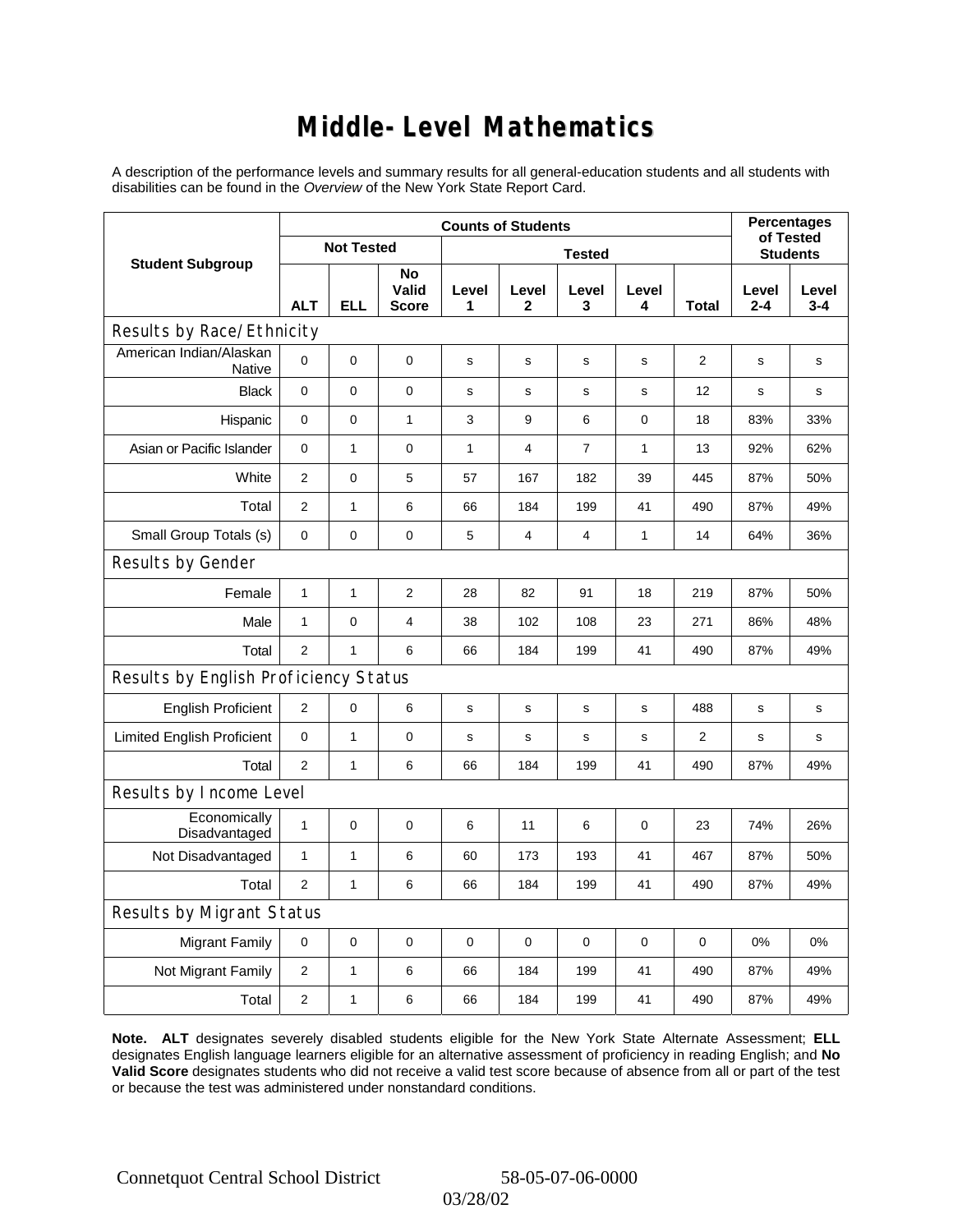# Middle-Level Mathematics

A description of the performance levels and summary results for all general-education students and all students with disabilities can be found in the *Overview* of the New York State Report Card.

| Student Subgroup | Counts of Students | | | | | | | | Percentages of Tested Students | |
|---|---|---|---|---|---|---|---|---|---|---|
| | Not Tested | | | Tested | | | | | | |
| | ALT | ELL | No Valid Score | Level 1 | Level 2 | Level 3 | Level 4 | Total | Level 2-4 | Level 3-4 |
| **Results by Race/Ethnicity** | | | | | | | | | | |
| American Indian/Alaskan Native | 0 | 0 | 0 | s | s | s | s | 2 | s | s |
| Black | 0 | 0 | 0 | s | s | s | s | 12 | s | s |
| Hispanic | 0 | 0 | 1 | 3 | 9 | 6 | 0 | 18 | 83% | 33% |
| Asian or Pacific Islander | 0 | 1 | 0 | 1 | 4 | 7 | 1 | 13 | 92% | 62% |
| White | 2 | 0 | 5 | 57 | 167 | 182 | 39 | 445 | 87% | 50% |
| Total | 2 | 1 | 6 | 66 | 184 | 199 | 41 | 490 | 87% | 49% |
| Small Group Totals (s) | 0 | 0 | 0 | 5 | 4 | 4 | 1 | 14 | 64% | 36% |
| **Results by Gender** | | | | | | | | | | |
| Female | 1 | 1 | 2 | 28 | 82 | 91 | 18 | 219 | 87% | 50% |
| Male | 1 | 0 | 4 | 38 | 102 | 108 | 23 | 271 | 86% | 48% |
| Total | 2 | 1 | 6 | 66 | 184 | 199 | 41 | 490 | 87% | 49% |
| **Results by English Proficiency Status** | | | | | | | | | | |
| English Proficient | 2 | 0 | 6 | s | s | s | s | 488 | s | s |
| Limited English Proficient | 0 | 1 | 0 | s | s | s | s | 2 | s | s |
| Total | 2 | 1 | 6 | 66 | 184 | 199 | 41 | 490 | 87% | 49% |
| **Results by Income Level** | | | | | | | | | | |
| Economically Disadvantaged | 1 | 0 | 0 | 6 | 11 | 6 | 0 | 23 | 74% | 26% |
| Not Disadvantaged | 1 | 1 | 6 | 60 | 173 | 193 | 41 | 467 | 87% | 50% |
| Total | 2 | 1 | 6 | 66 | 184 | 199 | 41 | 490 | 87% | 49% |
| **Results by Migrant Status** | | | | | | | | | | |
| Migrant Family | 0 | 0 | 0 | 0 | 0 | 0 | 0 | 0 | 0% | 0% |
| Not Migrant Family | 2 | 1 | 6 | 66 | 184 | 199 | 41 | 490 | 87% | 49% |
| Total | 2 | 1 | 6 | 66 | 184 | 199 | 41 | 490 | 87% | 49% |

**Note. ALT** designates severely disabled students eligible for the New York State Alternate Assessment; **ELL** designates English language learners eligible for an alternative assessment of proficiency in reading English; and **No Valid Score** designates students who did not receive a valid test score because of absence from all or part of the test or because the test was administered under nonstandard conditions.

Connetquot Central School District 58-05-07-06-0000

03/28/02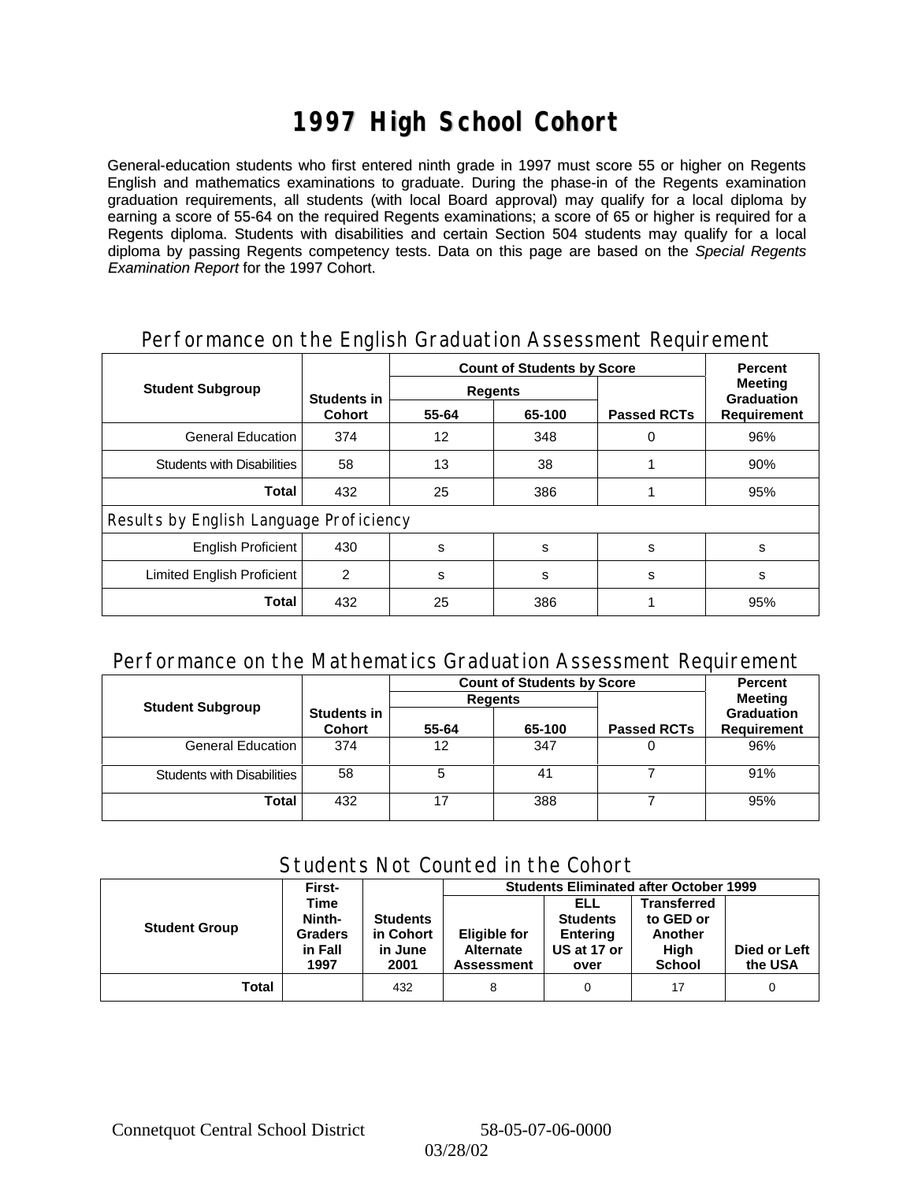# 1997 High School Cohort

General-education students who first entered ninth grade in 1997 must score 55 or higher on Regents English and mathematics examinations to graduate. During the phase-in of the Regents examination graduation requirements, all students (with local Board approval) may qualify for a local diploma by earning a score of 55-64 on the required Regents examinations; a score of 65 or higher is required for a Regents diploma. Students with disabilities and certain Section 504 students may qualify for a local diploma by passing Regents competency tests. Data on this page are based on the *Special Regents Examination Report* for the 1997 Cohort.

## Performance on the English Graduation Assessment Requirement

| Student Subgroup | Students in Cohort | Count of Students by Score | | | Percent Meeting Graduation Requirement |
|---|---|---|---|---|---|
| | | Regents | | | |
| | | 55-64 | 65-100 | Passed RCTs | |
| General Education | 374 | 12 | 348 | 0 | 96% |
| Students with Disabilities | 58 | 13 | 38 | 1 | 90% |
| **Total** | 432 | 25 | 386 | 1 | 95% |
| Results by English Language Proficiency | | | | | |
| English Proficient | 430 | s | s | s | s |
| Limited English Proficient | 2 | s | s | s | s |
| **Total** | 432 | 25 | 386 | 1 | 95% |

## Performance on the Mathematics Graduation Assessment Requirement

| Student Subgroup | Students in Cohort | Count of Students by Score | | | Percent Meeting Graduation Requirement |
|---|---|---|---|---|---|
| | | Regents | | | |
| | | 55-64 | 65-100 | Passed RCTs | |
| General Education | 374 | 12 | 347 | 0 | 96% |
| Students with Disabilities | 58 | 5 | 41 | 7 | 91% |
| **Total** | 432 | 17 | 388 | 7 | 95% |

## Students Not Counted in the Cohort

| Student Group | First-Time Ninth-Graders in Fall 1997 | Students in Cohort in June 2001 | Students Eliminated after October 1999 | | | |
|---|---|---|---|---|---|---|
| | | | Eligible for Alternate Assessment | ELL Students Entering US at 17 or over | Transferred to GED or Another High School | Died or Left the USA |
| **Total** | | 432 | 8 | 0 | 17 | 0 |

Connetquot Central School District 58-05-07-06-0000

03/28/02